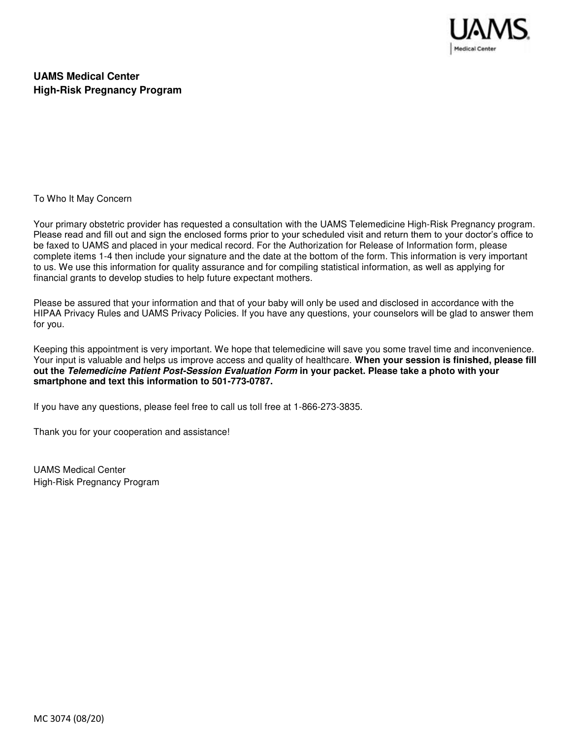**UAMS Medical Center**
**High-Risk Pregnancy Program**

To Who It May Concern

Your primary obstetric provider has requested a consultation with the UAMS Telemedicine High-Risk Pregnancy program. Please read and fill out and sign the enclosed forms prior to your scheduled visit and return them to your doctor's office to be faxed to UAMS and placed in your medical record. For the Authorization for Release of Information form, please complete items 1-4 then include your signature and the date at the bottom of the form. This information is very important to us. We use this information for quality assurance and for compiling statistical information, as well as applying for financial grants to develop studies to help future expectant mothers.

Please be assured that your information and that of your baby will only be used and disclosed in accordance with the HIPAA Privacy Rules and UAMS Privacy Policies. If you have any questions, your counselors will be glad to answer them for you.

Keeping this appointment is very important. We hope that telemedicine will save you some travel time and inconvenience. Your input is valuable and helps us improve access and quality of healthcare. **When your session is finished, please fill out the *Telemedicine Patient Post-Session Evaluation Form* in your packet. Please take a photo with your smartphone and text this information to 501-773-0787.**

If you have any questions, please feel free to call us toll free at 1-866-273-3835.

Thank you for your cooperation and assistance!

UAMS Medical Center
High-Risk Pregnancy Program

MC 3074 (08/20)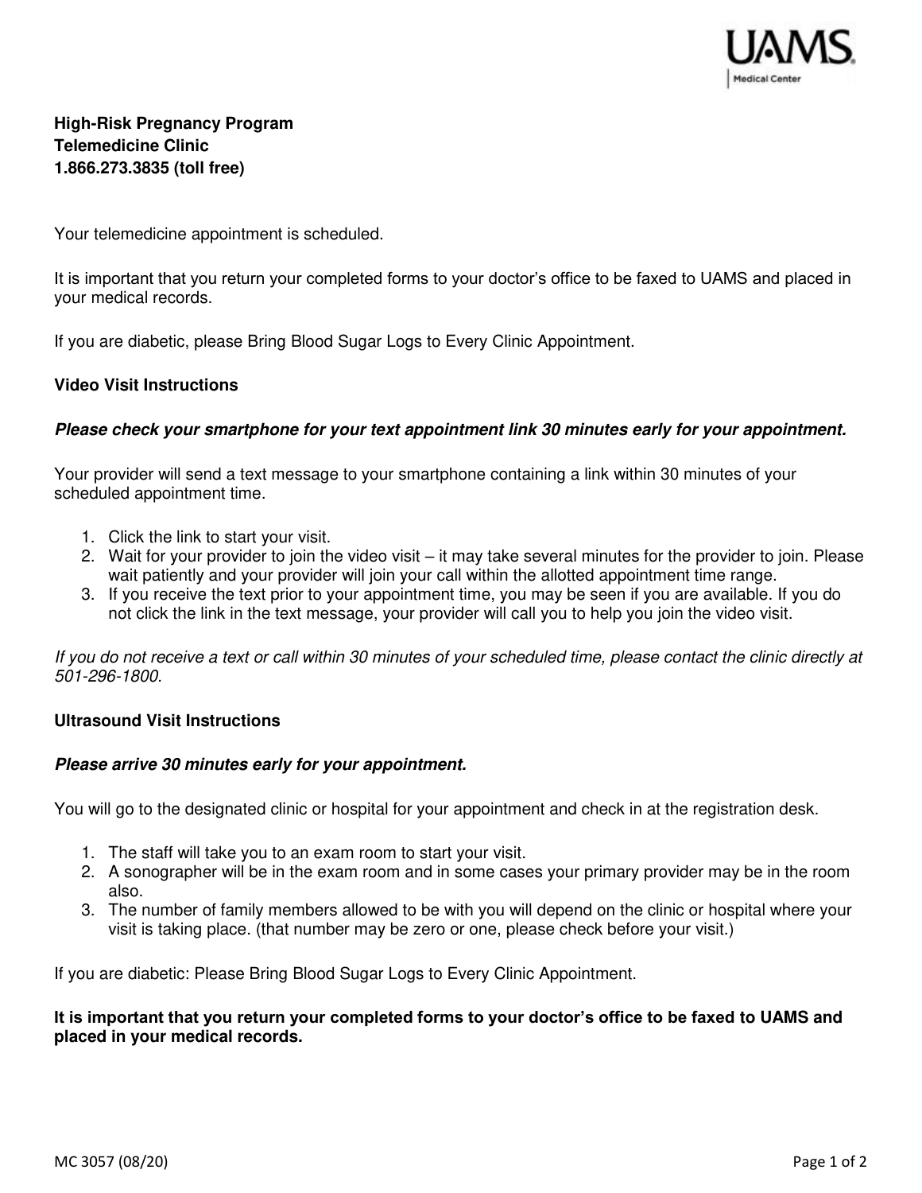**High-Risk Pregnancy Program**
**Telemedicine Clinic**
**1.866.273.3835 (toll free)**

Your telemedicine appointment is scheduled.

It is important that you return your completed forms to your doctor's office to be faxed to UAMS and placed in your medical records.

If you are diabetic, please Bring Blood Sugar Logs to Every Clinic Appointment.

**Video Visit Instructions**

***Please check your smartphone for your text appointment link 30 minutes early for your appointment.***

Your provider will send a text message to your smartphone containing a link within 30 minutes of your scheduled appointment time.

1. Click the link to start your visit.
2. Wait for your provider to join the video visit – it may take several minutes for the provider to join. Please wait patiently and your provider will join your call within the allotted appointment time range.
3. If you receive the text prior to your appointment time, you may be seen if you are available. If you do not click the link in the text message, your provider will call you to help you join the video visit.

*If you do not receive a text or call within 30 minutes of your scheduled time, please contact the clinic directly at 501-296-1800.*

**Ultrasound Visit Instructions**

***Please arrive 30 minutes early for your appointment.***

You will go to the designated clinic or hospital for your appointment and check in at the registration desk.

1. The staff will take you to an exam room to start your visit.
2. A sonographer will be in the exam room and in some cases your primary provider may be in the room also.
3. The number of family members allowed to be with you will depend on the clinic or hospital where your visit is taking place. (that number may be zero or one, please check before your visit.)

If you are diabetic: Please Bring Blood Sugar Logs to Every Clinic Appointment.

**It is important that you return your completed forms to your doctor's office to be faxed to UAMS and placed in your medical records.**

MC 3057 (08/20)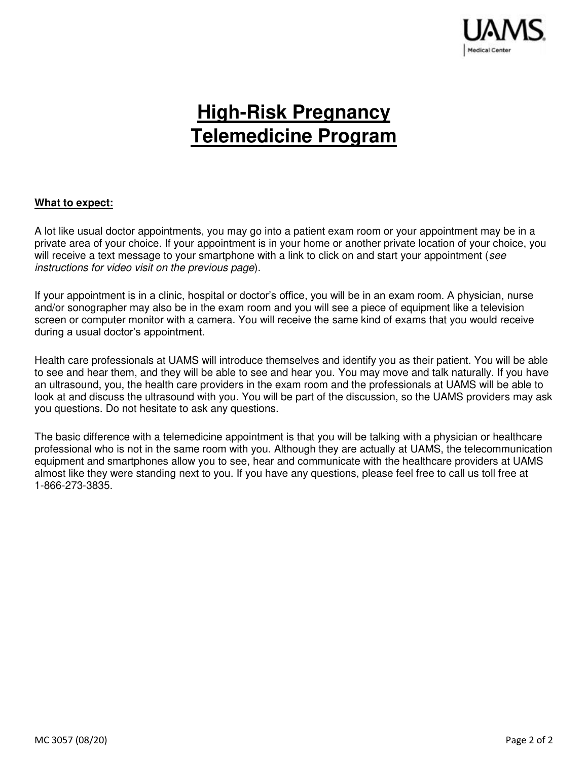# High-Risk Pregnancy Telemedicine Program

**What to expect:**

A lot like usual doctor appointments, you may go into a patient exam room or your appointment may be in a private area of your choice. If your appointment is in your home or another private location of your choice, you will receive a text message to your smartphone with a link to click on and start your appointment (*see instructions for video visit on the previous page*).

If your appointment is in a clinic, hospital or doctor's office, you will be in an exam room. A physician, nurse and/or sonographer may also be in the exam room and you will see a piece of equipment like a television screen or computer monitor with a camera. You will receive the same kind of exams that you would receive during a usual doctor's appointment.

Health care professionals at UAMS will introduce themselves and identify you as their patient. You will be able to see and hear them, and they will be able to see and hear you. You may move and talk naturally. If you have an ultrasound, you, the health care providers in the exam room and the professionals at UAMS will be able to look at and discuss the ultrasound with you. You will be part of the discussion, so the UAMS providers may ask you questions. Do not hesitate to ask any questions.

The basic difference with a telemedicine appointment is that you will be talking with a physician or healthcare professional who is not in the same room with you. Although they are actually at UAMS, the telecommunication equipment and smartphones allow you to see, hear and communicate with the healthcare providers at UAMS almost like they were standing next to you. If you have any questions, please feel free to call us toll free at 1-866-273-3835.

MC 3057 (08/20)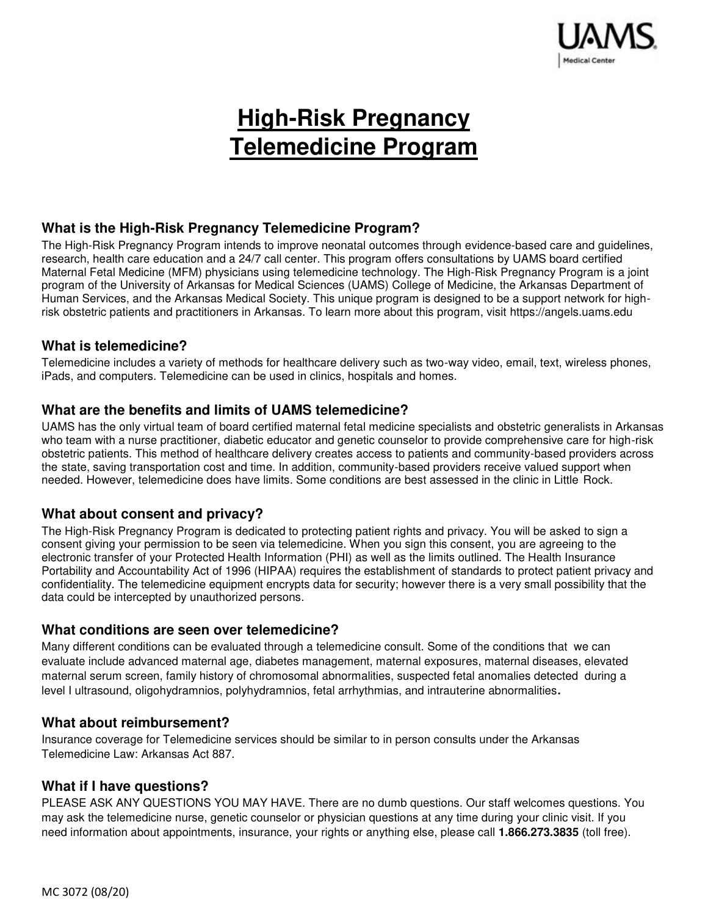UAMS
Medical Center

# High-Risk Pregnancy Telemedicine Program

### What is the High-Risk Pregnancy Telemedicine Program?

The High-Risk Pregnancy Program intends to improve neonatal outcomes through evidence-based care and guidelines, research, health care education and a 24/7 call center. This program offers consultations by UAMS board certified Maternal Fetal Medicine (MFM) physicians using telemedicine technology. The High-Risk Pregnancy Program is a joint program of the University of Arkansas for Medical Sciences (UAMS) College of Medicine, the Arkansas Department of Human Services, and the Arkansas Medical Society. This unique program is designed to be a support network for high-risk obstetric patients and practitioners in Arkansas. To learn more about this program, visit https://angels.uams.edu

### What is telemedicine?

Telemedicine includes a variety of methods for healthcare delivery such as two-way video, email, text, wireless phones, iPads, and computers. Telemedicine can be used in clinics, hospitals and homes.

### What are the benefits and limits of UAMS telemedicine?

UAMS has the only virtual team of board certified maternal fetal medicine specialists and obstetric generalists in Arkansas who team with a nurse practitioner, diabetic educator and genetic counselor to provide comprehensive care for high-risk obstetric patients. This method of healthcare delivery creates access to patients and community-based providers across the state, saving transportation cost and time. In addition, community-based providers receive valued support when needed. However, telemedicine does have limits. Some conditions are best assessed in the clinic in Little Rock.

### What about consent and privacy?

The High-Risk Pregnancy Program is dedicated to protecting patient rights and privacy. You will be asked to sign a consent giving your permission to be seen via telemedicine. When you sign this consent, you are agreeing to the electronic transfer of your Protected Health Information (PHI) as well as the limits outlined. The Health Insurance Portability and Accountability Act of 1996 (HIPAA) requires the establishment of standards to protect patient privacy and confidentiality. The telemedicine equipment encrypts data for security; however there is a very small possibility that the data could be intercepted by unauthorized persons.

### What conditions are seen over telemedicine?

Many different conditions can be evaluated through a telemedicine consult. Some of the conditions that we can evaluate include advanced maternal age, diabetes management, maternal exposures, maternal diseases, elevated maternal serum screen, family history of chromosomal abnormalities, suspected fetal anomalies detected during a level I ultrasound, oligohydramnios, polyhydramnios, fetal arrhythmias, and intrauterine abnormalities.

### What about reimbursement?

Insurance coverage for Telemedicine services should be similar to in person consults under the Arkansas Telemedicine Law: Arkansas Act 887.

### What if I have questions?

PLEASE ASK ANY QUESTIONS YOU MAY HAVE. There are no dumb questions. Our staff welcomes questions. You may ask the telemedicine nurse, genetic counselor or physician questions at any time during your clinic visit. If you need information about appointments, insurance, your rights or anything else, please call **1.866.273.3835** (toll free).

MC 3072 (08/20)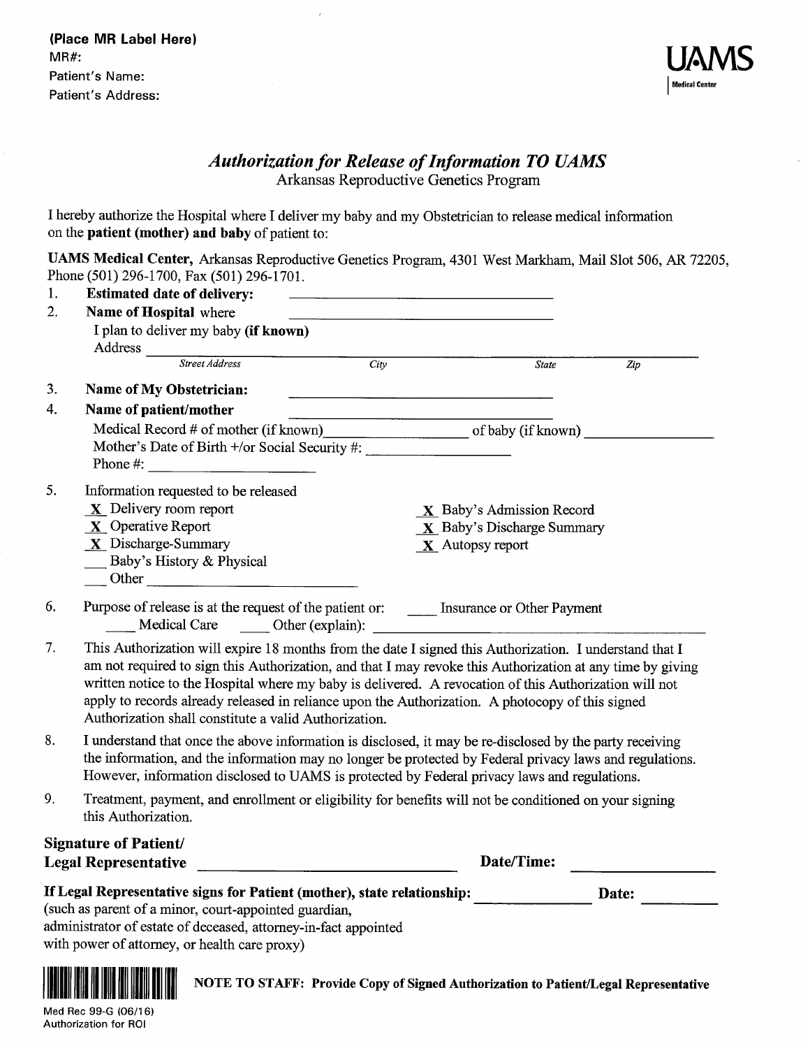**(Place MR Label Here)**
MR#:
Patient's Name:
Patient's Address:

UAMS
Medical Center

# *Authorization for Release of Information TO UAMS*

Arkansas Reproductive Genetics Program

I hereby authorize the Hospital where I deliver my baby and my Obstetrician to release medical information on the **patient (mother) and baby** of patient to:

**UAMS Medical Center,** Arkansas Reproductive Genetics Program, 4301 West Markham, Mail Slot 506, AR 72205, Phone (501) 296-1700, Fax (501) 296-1701.

1. **Estimated date of delivery:** ______________________________
2. **Name of Hospital** where I plan to deliver my baby **(if known)** ______________________________
   Address ______________________________________________________________
   *Street Address* *City* *State* *Zip*
3. **Name of My Obstetrician:** ______________________________
4. **Name of patient/mother** ______________________________
   Medical Record # of mother (if known)_______________ of baby (if known) _______________
   Mother's Date of Birth +/or Social Security #: _______________
   Phone #: _______________
5. Information requested to be released
   - **X** Delivery room report
   - **X** Operative Report
   - **X** Discharge-Summary
   - ___ Baby's History & Physical
   - ___ Other ______________________
   - **X** Baby's Admission Record
   - **X** Baby's Discharge Summary
   - **X** Autopsy report
6. Purpose of release is at the request of the patient or: ____ Insurance or Other Payment ____ Medical Care ____ Other (explain): ______________________________
7. This Authorization will expire 18 months from the date I signed this Authorization. I understand that I am not required to sign this Authorization, and that I may revoke this Authorization at any time by giving written notice to the Hospital where my baby is delivered. A revocation of this Authorization will not apply to records already released in reliance upon the Authorization. A photocopy of this signed Authorization shall constitute a valid Authorization.
8. I understand that once the above information is disclosed, it may be re-disclosed by the party receiving the information, and the information may no longer be protected by Federal privacy laws and regulations. However, information disclosed to UAMS is protected by Federal privacy laws and regulations.
9. Treatment, payment, and enrollment or eligibility for benefits will not be conditioned on your signing this Authorization.

**Signature of Patient/ Legal Representative** ______________________________ **Date/Time:** _______________

**If Legal Representative signs for Patient (mother), state relationship:** _______________ **Date:** __________
(such as parent of a minor, court-appointed guardian, administrator of estate of deceased, attorney-in-fact appointed with power of attorney, or health care proxy)

**NOTE TO STAFF: Provide Copy of Signed Authorization to Patient/Legal Representative**

Med Rec 99-G (06/16)
Authorization for ROI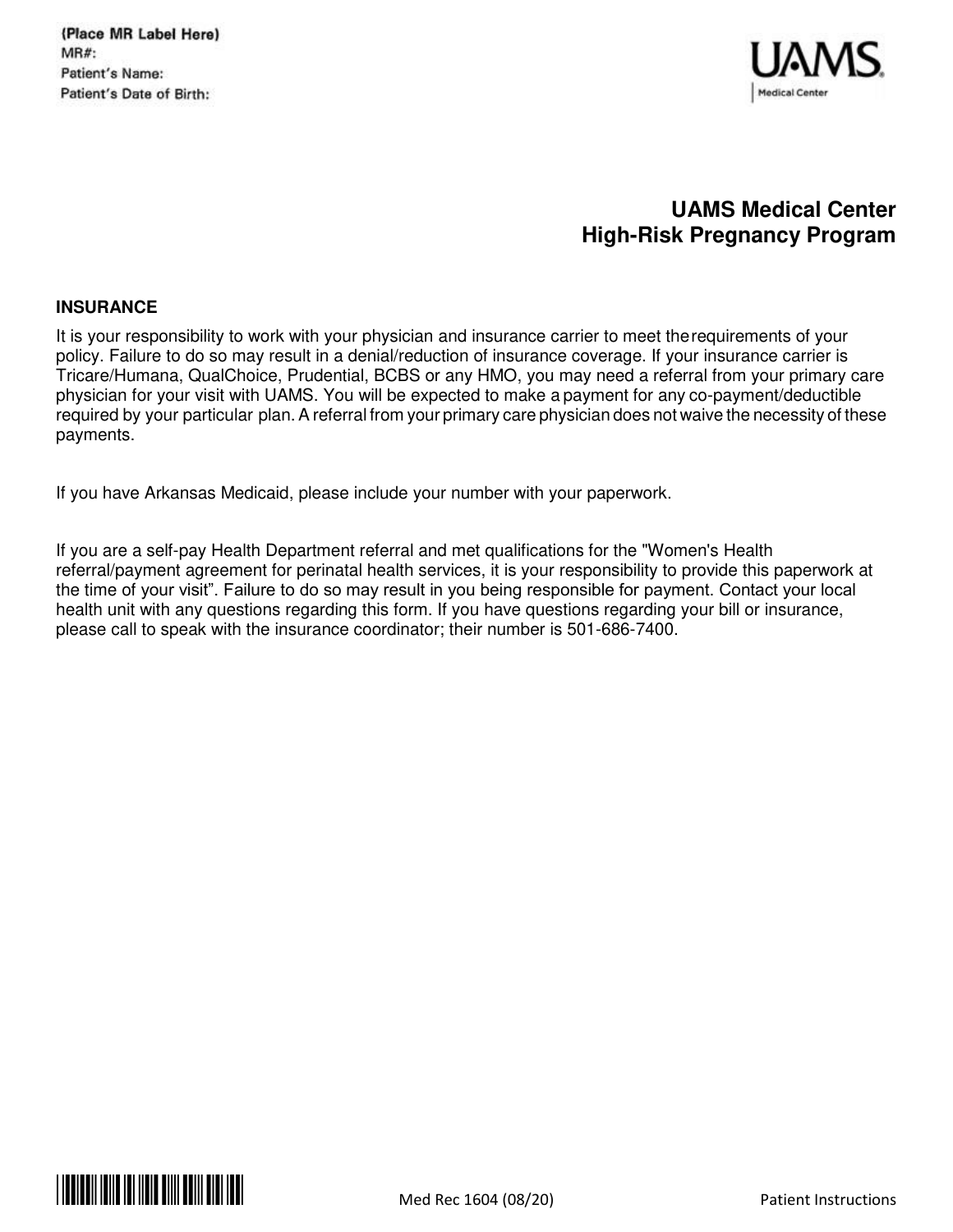(Place MR Label Here)
MR#:
Patient's Name:
Patient's Date of Birth:

UAMS Medical Center

# UAMS Medical Center High-Risk Pregnancy Program

## INSURANCE

It is your responsibility to work with your physician and insurance carrier to meet the requirements of your policy. Failure to do so may result in a denial/reduction of insurance coverage. If your insurance carrier is Tricare/Humana, QualChoice, Prudential, BCBS or any HMO, you may need a referral from your primary care physician for your visit with UAMS. You will be expected to make a payment for any co-payment/deductible required by your particular plan. A referral from your primary care physician does not waive the necessity of these payments.

If you have Arkansas Medicaid, please include your number with your paperwork.

If you are a self-pay Health Department referral and met qualifications for the "Women's Health referral/payment agreement for perinatal health services, it is your responsibility to provide this paperwork at the time of your visit". Failure to do so may result in you being responsible for payment. Contact your local health unit with any questions regarding this form. If you have questions regarding your bill or insurance, please call to speak with the insurance coordinator; their number is 501-686-7400.

Med Rec 1604 (08/20) Patient Instructions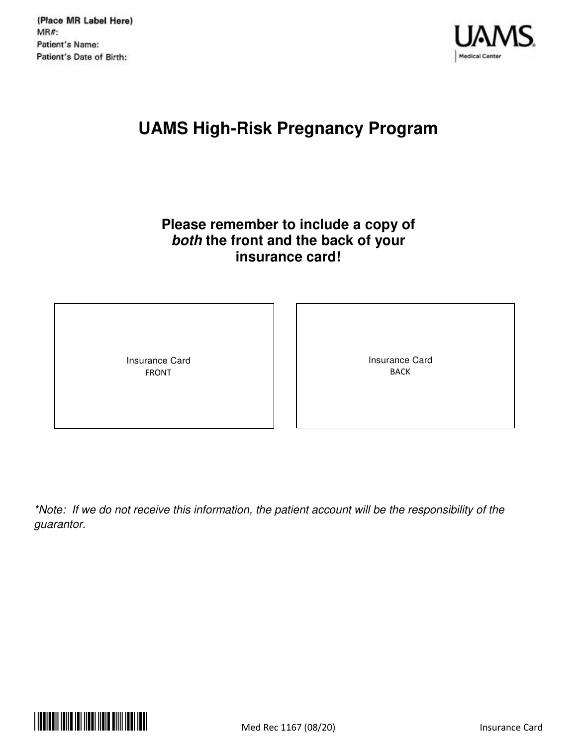(Place MR Label Here)
MR#:
Patient's Name:
Patient's Date of Birth:

UAMS Medical Center

# UAMS High-Risk Pregnancy Program

**Please remember to include a copy of *both* the front and the back of your insurance card!**

| Insurance Card FRONT | Insurance Card BACK |
|---|---|

*\*Note: If we do not receive this information, the patient account will be the responsibility of the guarantor.*

Med Rec 1167 (08/20) Insurance Card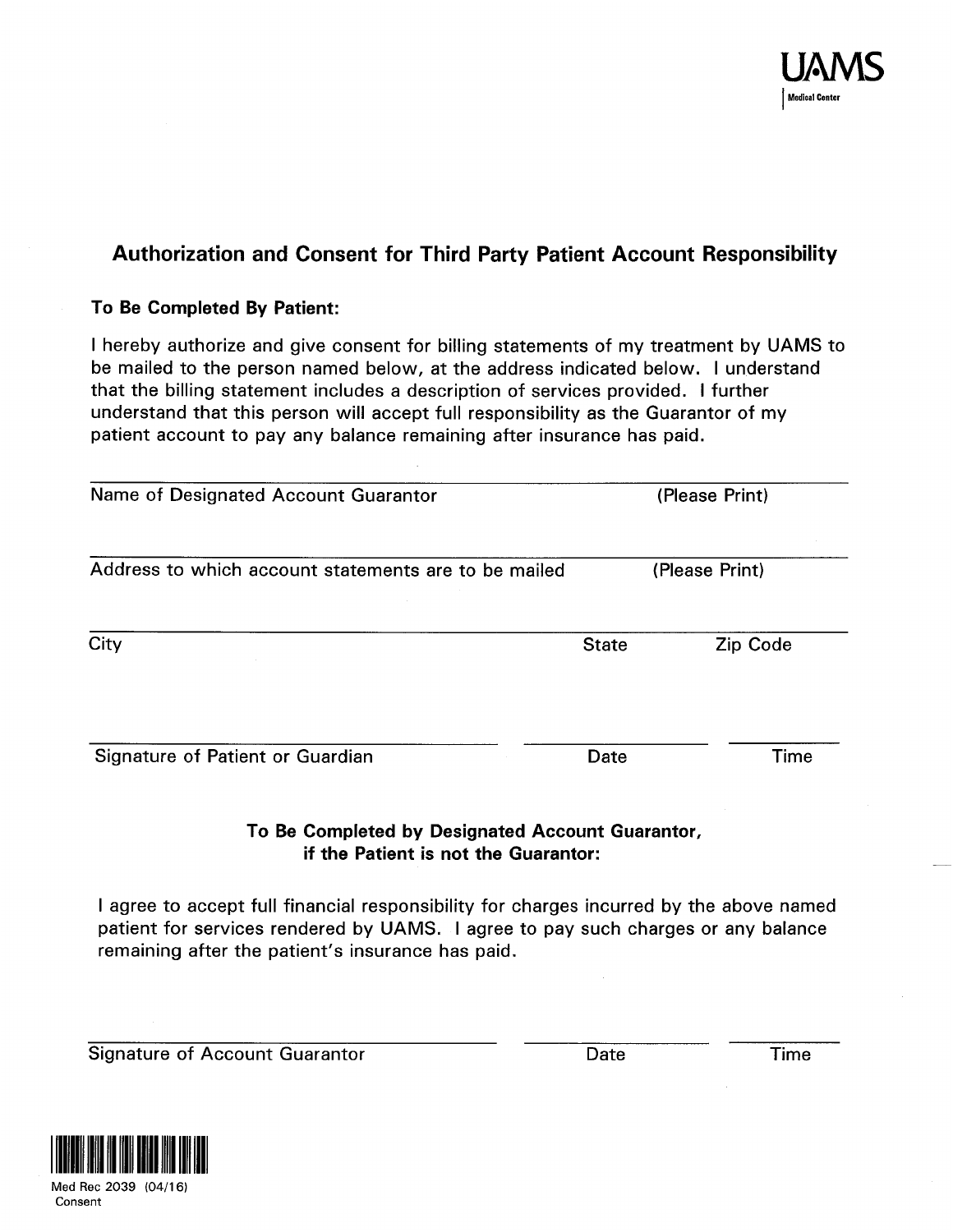UAMS
Medical Center

# Authorization and Consent for Third Party Patient Account Responsibility

**To Be Completed By Patient:**

I hereby authorize and give consent for billing statements of my treatment by UAMS to be mailed to the person named below, at the address indicated below. I understand that the billing statement includes a description of services provided. I further understand that this person will accept full responsibility as the Guarantor of my patient account to pay any balance remaining after insurance has paid.

___________________________________________________________________
Name of Designated Account Guarantor (Please Print)

___________________________________________________________________
Address to which account statements are to be mailed (Please Print)

___________________________________________________________________
City State Zip Code

___________________________________ ______________ ______________
Signature of Patient or Guardian Date Time

**To Be Completed by Designated Account Guarantor, if the Patient is not the Guarantor:**

I agree to accept full financial responsibility for charges incurred by the above named patient for services rendered by UAMS. I agree to pay such charges or any balance remaining after the patient's insurance has paid.

___________________________________ ______________ ______________
Signature of Account Guarantor Date Time

Med Rec 2039 (04/16)
Consent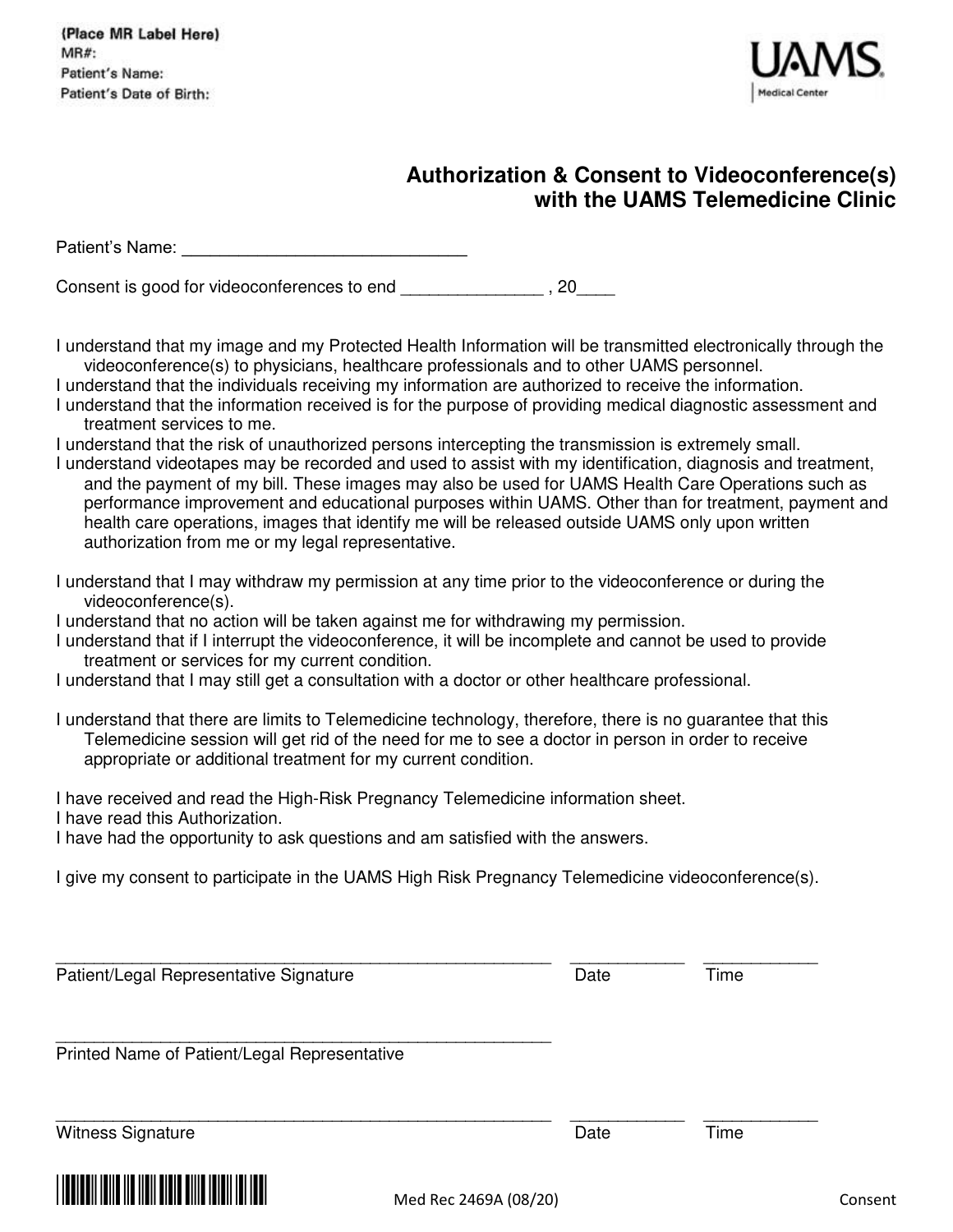(Place MR Label Here)
MR#:
Patient's Name:
Patient's Date of Birth:

UAMS
Medical Center

## Authorization & Consent to Videoconference(s) with the UAMS Telemedicine Clinic

Patient's Name: ______________________________

Consent is good for videoconferences to end _______________ , 20____

I understand that my image and my Protected Health Information will be transmitted electronically through the videoconference(s) to physicians, healthcare professionals and to other UAMS personnel.
I understand that the individuals receiving my information are authorized to receive the information.
I understand that the information received is for the purpose of providing medical diagnostic assessment and treatment services to me.
I understand that the risk of unauthorized persons intercepting the transmission is extremely small.
I understand videotapes may be recorded and used to assist with my identification, diagnosis and treatment, and the payment of my bill. These images may also be used for UAMS Health Care Operations such as performance improvement and educational purposes within UAMS. Other than for treatment, payment and health care operations, images that identify me will be released outside UAMS only upon written authorization from me or my legal representative.

I understand that I may withdraw my permission at any time prior to the videoconference or during the videoconference(s).
I understand that no action will be taken against me for withdrawing my permission.
I understand that if I interrupt the videoconference, it will be incomplete and cannot be used to provide treatment or services for my current condition.
I understand that I may still get a consultation with a doctor or other healthcare professional.

I understand that there are limits to Telemedicine technology, therefore, there is no guarantee that this Telemedicine session will get rid of the need for me to see a doctor in person in order to receive appropriate or additional treatment for my current condition.

I have received and read the High-Risk Pregnancy Telemedicine information sheet.
I have read this Authorization.
I have had the opportunity to ask questions and am satisfied with the answers.

I give my consent to participate in the UAMS High Risk Pregnancy Telemedicine videoconference(s).

_______________________________________________ ____________ ____________
Patient/Legal Representative Signature Date Time

_______________________________________________
Printed Name of Patient/Legal Representative

_______________________________________________ ____________ ____________
Witness Signature Date Time

Med Rec 2469A (08/20) Consent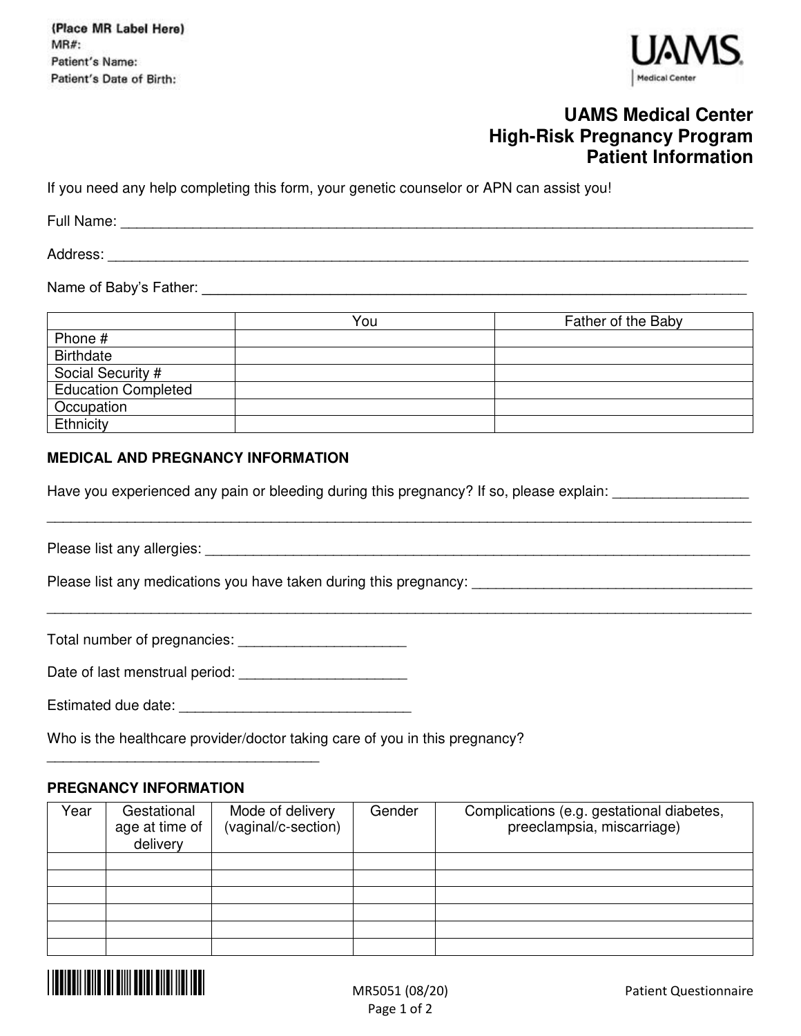(Place MR Label Here)
MR#:
Patient's Name:
Patient's Date of Birth:

UAMS Medical Center

# UAMS Medical Center
# High-Risk Pregnancy Program
# Patient Information

If you need any help completing this form, your genetic counselor or APN can assist you!

Full Name: ___________________________________________________________________________

Address: _____________________________________________________________________________

Name of Baby's Father: ________________________________________________________________

| | You | Father of the Baby |
|---|---|---|
| Phone # | | |
| Birthdate | | |
| Social Security # | | |
| Education Completed | | |
| Occupation | | |
| Ethnicity | | |

**MEDICAL AND PREGNANCY INFORMATION**

Have you experienced any pain or bleeding during this pregnancy? If so, please explain: ________________

_____________________________________________________________________________________

Please list any allergies: _______________________________________________________________

Please list any medications you have taken during this pregnancy: ___________________________________

_____________________________________________________________________________________

Total number of pregnancies: _____________________

Date of last menstrual period: _____________________

Estimated due date: _____________________________

Who is the healthcare provider/doctor taking care of you in this pregnancy?
_________________________________

**PREGNANCY INFORMATION**

| Year | Gestational age at time of delivery | Mode of delivery (vaginal/c-section) | Gender | Complications (e.g. gestational diabetes, preeclampsia, miscarriage) |
|---|---|---|---|---|
| | | | | |
| | | | | |
| | | | | |
| | | | | |
| | | | | |
| | | | | |

MR5051 (08/20) Patient Questionnaire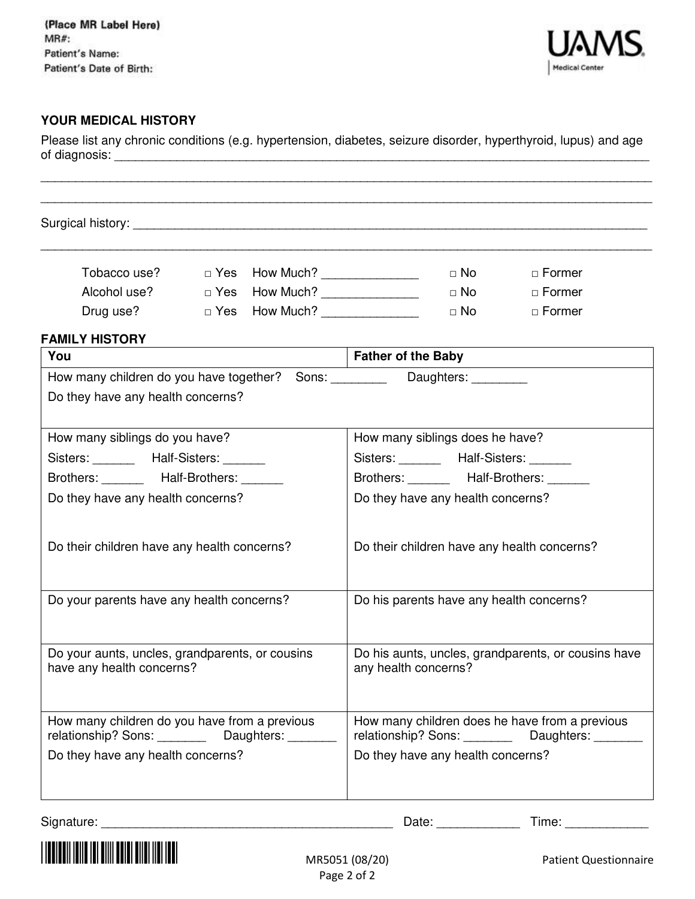(Place MR Label Here)
MR#:
Patient's Name:
Patient's Date of Birth:

UAMS Medical Center

## YOUR MEDICAL HISTORY

Please list any chronic conditions (e.g. hypertension, diabetes, seizure disorder, hyperthyroid, lupus) and age of diagnosis: ________________________________________________________________________________

________________________________________________________________________________________________

________________________________________________________________________________________________

Surgical history: ________________________________________________________________________________

________________________________________________________________________________________________

| | | | | |
|---|---|---|---|---|
| Tobacco use? | □ Yes | How Much? _____________ | □ No | □ Former |
| Alcohol use? | □ Yes | How Much? _____________ | □ No | □ Former |
| Drug use? | □ Yes | How Much? _____________ | □ No | □ Former |

## FAMILY HISTORY

| You | Father of the Baby |
|---|---|
| How many children do you have together? Sons: ________ Daughters: ________<br>Do they have any health concerns? | |
| How many siblings do you have?<br>Sisters: ______ Half-Sisters: ______<br>Brothers: ______ Half-Brothers: ______<br>Do they have any health concerns?<br><br>Do their children have any health concerns? | How many siblings does he have?<br>Sisters: ______ Half-Sisters: ______<br>Brothers: ______ Half-Brothers: ______<br>Do they have any health concerns?<br><br>Do their children have any health concerns? |
| Do your parents have any health concerns? | Do his parents have any health concerns? |
| Do your aunts, uncles, grandparents, or cousins have any health concerns? | Do his aunts, uncles, grandparents, or cousins have any health concerns? |
| How many children do you have from a previous relationship? Sons: _______ Daughters: _______<br>Do they have any health concerns? | How many children does he have from a previous relationship? Sons: _______ Daughters: _______<br>Do they have any health concerns? |

Signature: ___________________________________________ Date: ____________ Time: ____________

MR5051 (08/20) Patient Questionnaire